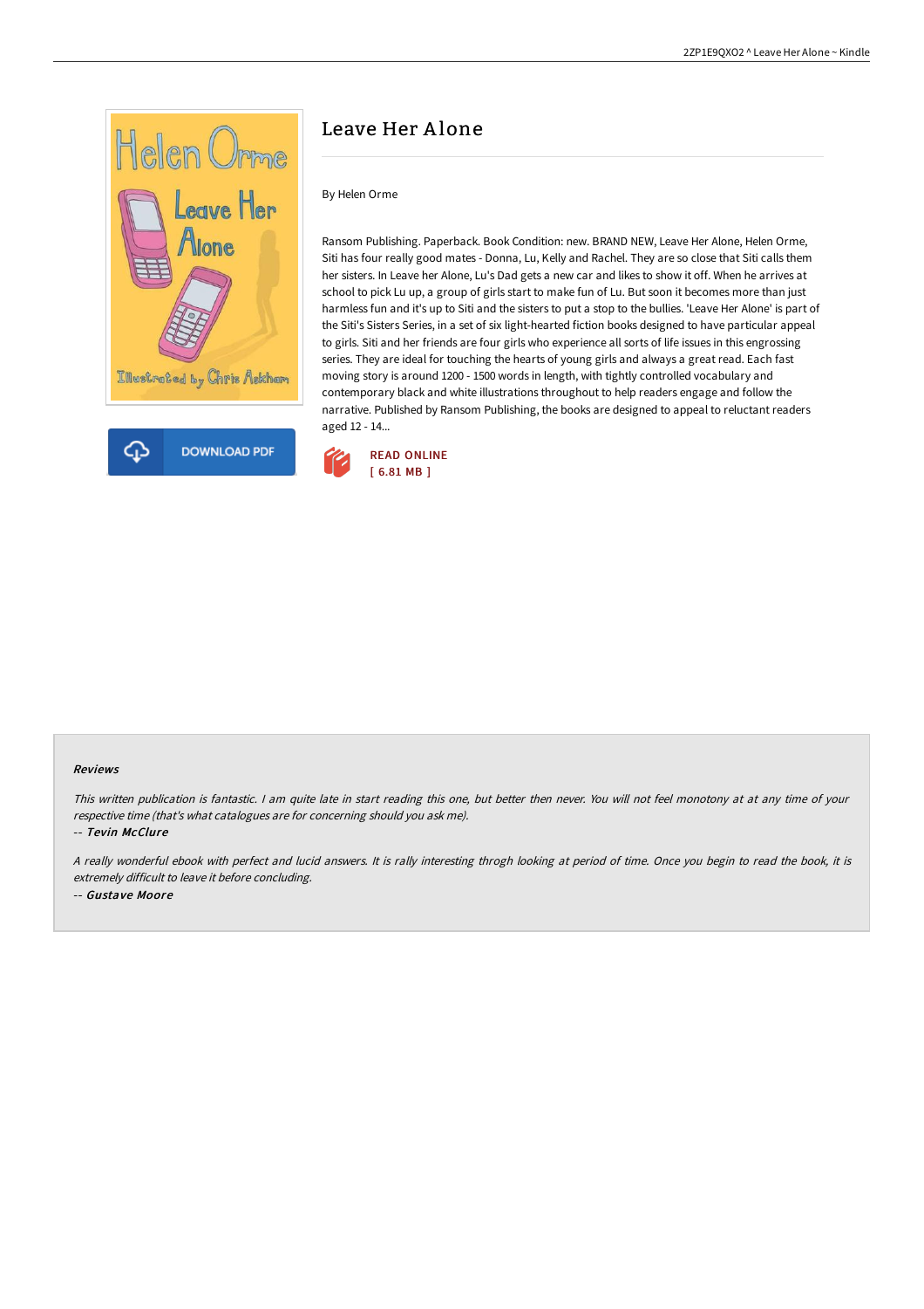# Leave Her Alone

By Helen Orme

Ransom Publishing. Paperback. Book Condition: new. BRAND NEW, Leave Her Alone, Helen Orme, Siti has four really good mates - Donna, Lu, Kelly and Rachel. They are so close that Siti calls them her sisters. In Leave her Alone, Lu's Dad gets a new car and likes to show it off. When he arrives at school to pick Lu up, a group of girls start to make fun of Lu. But soon it becomes more than just harmless fun and it's up to Siti and the sisters to put a stop to the bullies. 'Leave Her Alone' is part of the Siti's Sisters Series, in a set of six light-hearted fiction books designed to have particular appeal to girls. Siti and her friends are four girls who experience all sorts of life issues in this engrossing series. They are ideal for touching the hearts of young girls and always a great read. Each fast moving story is around 1200 - 1500 words in length, with tightly controlled vocabulary and contemporary black and white illustrations throughout to help readers engage and follow the narrative. Published by Ransom Publishing, the books are designed to appeal to reluctant readers aged 12 - 14...

DOWNLOAD PDF

READ ONLINE
[ 6.81 MB ]

#### Reviews

*This written publication is fantastic. I am quite late in start reading this one, but better then never. You will not feel monotony at at any time of your respective time (that's what catalogues are for concerning should you ask me).*

-- *Tevin McClure*

*A really wonderful ebook with perfect and lucid answers. It is rally interesting throgh looking at period of time. Once you begin to read the book, it is extremely difficult to leave it before concluding.*

-- *Gustave Moore*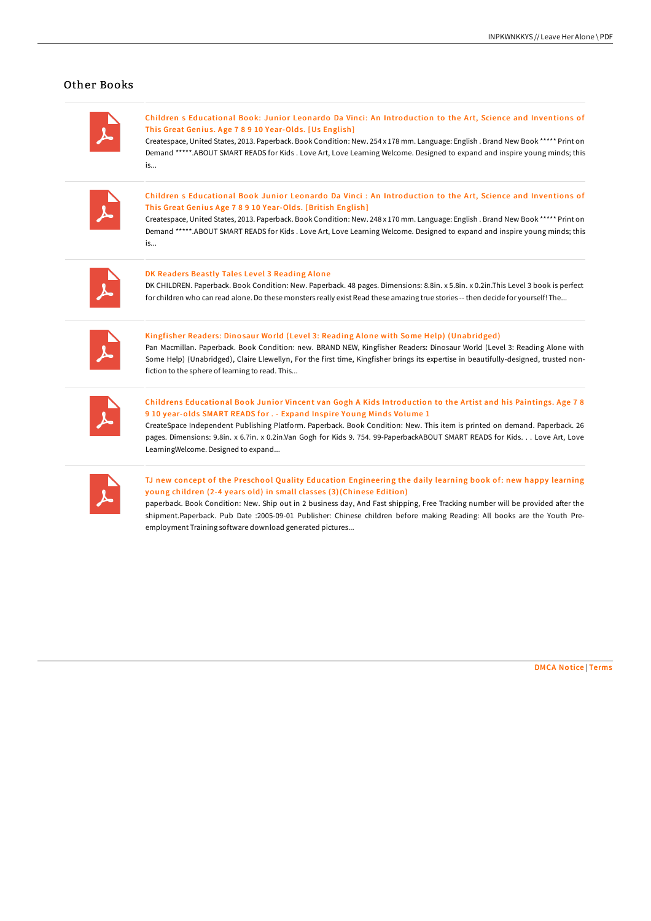## Other Books

**Children s Educational Book: Junior Leonardo Da Vinci: An Introduction to the Art, Science and Inventions of This Great Genius. Age 7 8 9 10 Year-Olds. [Us English]**

Createspace, United States, 2013. Paperback. Book Condition: New. 254 x 178 mm. Language: English . Brand New Book ***** Print on Demand *****.ABOUT SMART READS for Kids . Love Art, Love Learning Welcome. Designed to expand and inspire young minds; this is...

**Children s Educational Book Junior Leonardo Da Vinci : An Introduction to the Art, Science and Inventions of This Great Genius Age 7 8 9 10 Year-Olds. [British English]**

Createspace, United States, 2013. Paperback. Book Condition: New. 248 x 170 mm. Language: English . Brand New Book ***** Print on Demand *****.ABOUT SMART READS for Kids . Love Art, Love Learning Welcome. Designed to expand and inspire young minds; this is...

**DK Readers Beastly Tales Level 3 Reading Alone**

DK CHILDREN. Paperback. Book Condition: New. Paperback. 48 pages. Dimensions: 8.8in. x 5.8in. x 0.2in.This Level 3 book is perfect for children who can read alone. Do these monsters really exist Read these amazing true stories -- then decide for yourself! The...

**Kingfisher Readers: Dinosaur World (Level 3: Reading Alone with Some Help) (Unabridged)**

Pan Macmillan. Paperback. Book Condition: new. BRAND NEW, Kingfisher Readers: Dinosaur World (Level 3: Reading Alone with Some Help) (Unabridged), Claire Llewellyn, For the first time, Kingfisher brings its expertise in beautifully-designed, trusted non-fiction to the sphere of learning to read. This...

**Childrens Educational Book Junior Vincent van Gogh A Kids Introduction to the Artist and his Paintings. Age 7 8 9 10 year-olds SMART READS for . - Expand Inspire Young Minds Volume 1**

CreateSpace Independent Publishing Platform. Paperback. Book Condition: New. This item is printed on demand. Paperback. 26 pages. Dimensions: 9.8in. x 6.7in. x 0.2in.Van Gogh for Kids 9. 754. 99-PaperbackABOUT SMART READS for Kids. . . Love Art, Love LearningWelcome. Designed to expand...

**TJ new concept of the Preschool Quality Education Engineering the daily learning book of: new happy learning young children (2-4 years old) in small classes (3)(Chinese Edition)**

paperback. Book Condition: New. Ship out in 2 business day, And Fast shipping, Free Tracking number will be provided after the shipment.Paperback. Pub Date :2005-09-01 Publisher: Chinese children before making Reading: All books are the Youth Pre-employment Training software download generated pictures...